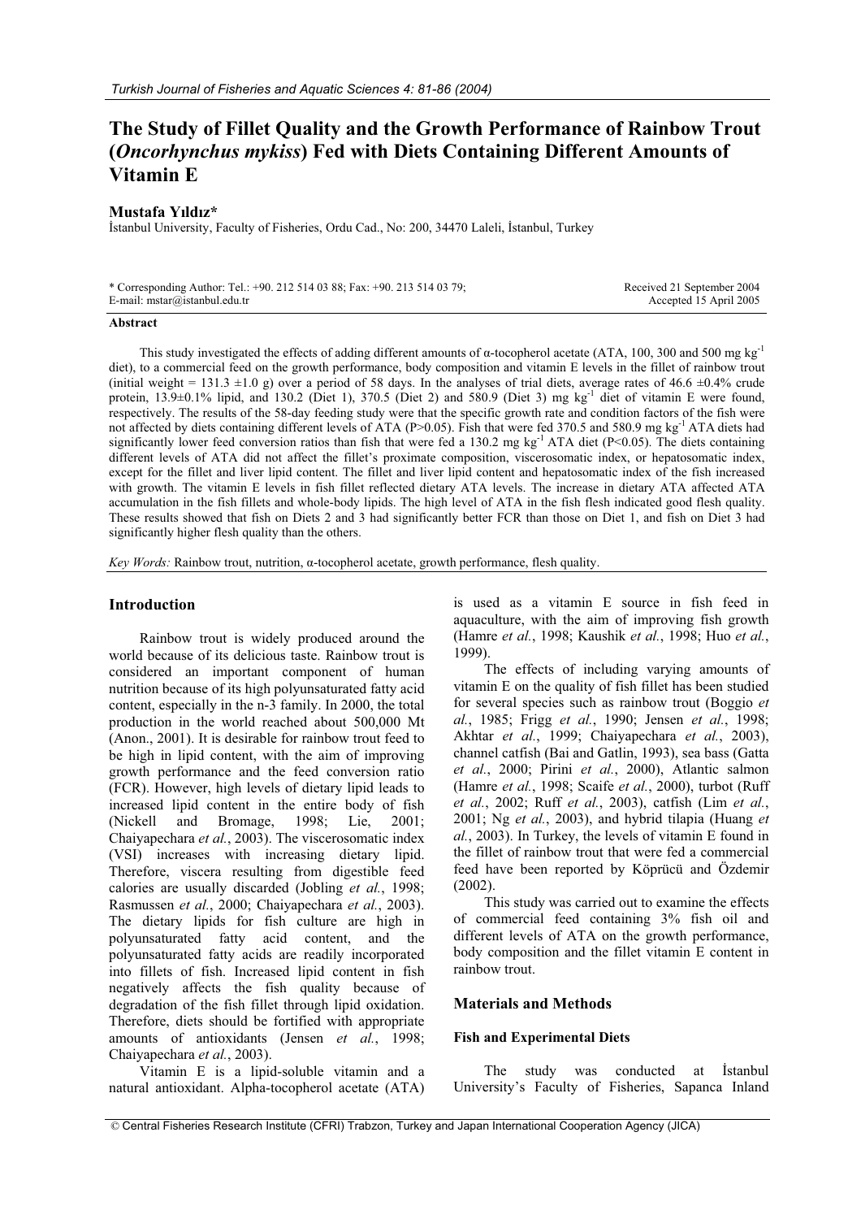# The Study of Fillet Quality and the Growth Performance of Rainbow Trout (*Oncorhynchus mykiss*) Fed with Diets Containing Different Amounts of Vitamin E

**Mustafa Yıldız***

İstanbul University, Faculty of Fisheries, Ordu Cad., No: 200, 34470 Laleli, İstanbul, Turkey

\* Corresponding Author: Tel.: +90. 212 514 03 88; Fax: +90. 213 514 03 79;
E-mail: mstar@istanbul.edu.tr

Received 21 September 2004
Accepted 15 April 2005

### Abstract

This study investigated the effects of adding different amounts of α-tocopherol acetate (ATA, 100, 300 and 500 mg $kg^{-1}$ diet), to a commercial feed on the growth performance, body composition and vitamin E levels in the fillet of rainbow trout (initial weight = 131.3 ±1.0 g) over a period of 58 days. In the analyses of trial diets, average rates of 46.6 ±0.4% crude protein, 13.9±0.1% lipid, and 130.2 (Diet 1), 370.5 (Diet 2) and 580.9 (Diet 3) mg $kg^{-1}$ diet of vitamin E were found, respectively. The results of the 58-day feeding study were that the specific growth rate and condition factors of the fish were not affected by diets containing different levels of ATA ($P>0.05$). Fish that were fed 370.5 and 580.9 mg $kg^{-1}$ ATA diets had significantly lower feed conversion ratios than fish that were fed a 130.2 mg $kg^{-1}$ ATA diet ($P<0.05$). The diets containing different levels of ATA did not affect the fillet's proximate composition, viscerosomatic index, or hepatosomatic index, except for the fillet and liver lipid content. The fillet and liver lipid content and hepatosomatic index of the fish increased with growth. The vitamin E levels in fish fillet reflected dietary ATA levels. The increase in dietary ATA affected ATA accumulation in the fish fillets and whole-body lipids. The high level of ATA in the fish flesh indicated good flesh quality. These results showed that fish on Diets 2 and 3 had significantly better FCR than those on Diet 1, and fish on Diet 3 had significantly higher flesh quality than the others.

*Key Words:* Rainbow trout, nutrition, α-tocopherol acetate, growth performance, flesh quality.

## Introduction

Rainbow trout is widely produced around the world because of its delicious taste. Rainbow trout is considered an important component of human nutrition because of its high polyunsaturated fatty acid content, especially in the n-3 family. In 2000, the total production in the world reached about 500,000 Mt (Anon., 2001). It is desirable for rainbow trout feed to be high in lipid content, with the aim of improving growth performance and the feed conversion ratio (FCR). However, high levels of dietary lipid leads to increased lipid content in the entire body of fish (Nickell and Bromage, 1998; Lie, 2001; Chaiyapechara *et al.*, 2003). The viscerosomatic index (VSI) increases with increasing dietary lipid. Therefore, viscera resulting from digestible feed calories are usually discarded (Jobling *et al.*, 1998; Rasmussen *et al.*, 2000; Chaiyapechara *et al.*, 2003). The dietary lipids for fish culture are high in polyunsaturated fatty acid content, and the polyunsaturated fatty acids are readily incorporated into fillets of fish. Increased lipid content in fish negatively affects the fish quality because of degradation of the fish fillet through lipid oxidation. Therefore, diets should be fortified with appropriate amounts of antioxidants (Jensen *et al.*, 1998; Chaiyapechara *et al.*, 2003).

Vitamin E is a lipid-soluble vitamin and a natural antioxidant. Alpha-tocopherol acetate (ATA) is used as a vitamin E source in fish feed in aquaculture, with the aim of improving fish growth (Hamre *et al.*, 1998; Kaushik *et al.*, 1998; Huo *et al.*, 1999).

The effects of including varying amounts of vitamin E on the quality of fish fillet has been studied for several species such as rainbow trout (Boggio *et al.*, 1985; Frigg *et al.*, 1990; Jensen *et al.*, 1998; Akhtar *et al.*, 1999; Chaiyapechara *et al.*, 2003), channel catfish (Bai and Gatlin, 1993), sea bass (Gatta *et al.*, 2000; Pirini *et al.*, 2000), Atlantic salmon (Hamre *et al.*, 1998; Scaife *et al.*, 2000), turbot (Ruff *et al.*, 2002; Ruff *et al.*, 2003), catfish (Lim *et al.*, 2001; Ng *et al.*, 2003), and hybrid tilapia (Huang *et al.*, 2003). In Turkey, the levels of vitamin E found in the fillet of rainbow trout that were fed a commercial feed have been reported by Köprücü and Özdemir (2002).

This study was carried out to examine the effects of commercial feed containing 3% fish oil and different levels of ATA on the growth performance, body composition and the fillet vitamin E content in rainbow trout.

## Materials and Methods

### Fish and Experimental Diets

The study was conducted at İstanbul University's Faculty of Fisheries, Sapanca Inland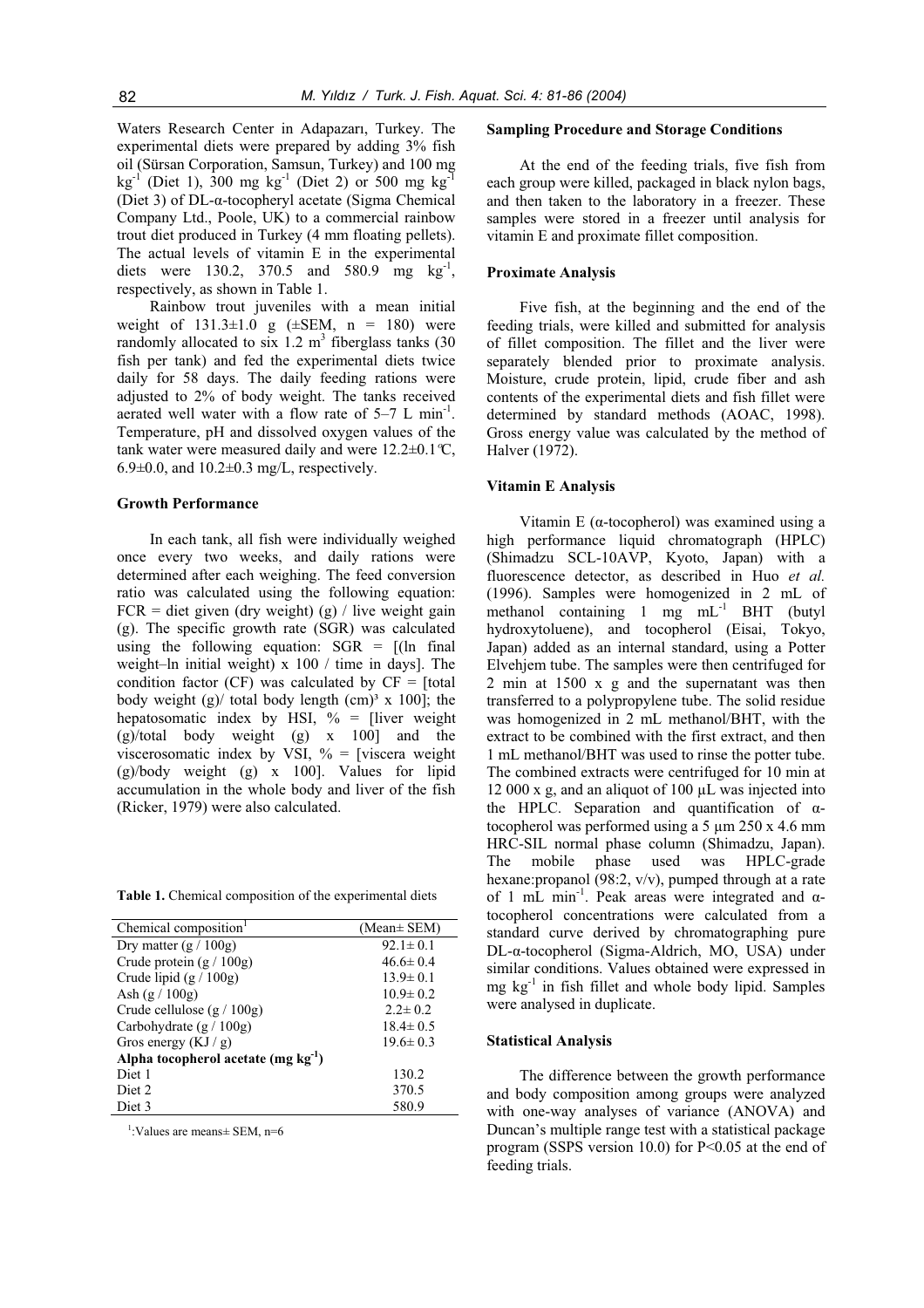Waters Research Center in Adapazarı, Turkey. The experimental diets were prepared by adding 3% fish oil (Sürsan Corporation, Samsun, Turkey) and 100 mg $kg^{-1}$ (Diet 1), 300 mg $kg^{-1}$ (Diet 2) or 500 mg $kg^{-1}$ (Diet 3) of DL-α-tocopheryl acetate (Sigma Chemical Company Ltd., Poole, UK) to a commercial rainbow trout diet produced in Turkey (4 mm floating pellets). The actual levels of vitamin E in the experimental diets were 130.2, 370.5 and 580.9 mg $kg^{-1}$, respectively, as shown in Table 1.

Rainbow trout juveniles with a mean initial weight of 131.3±1.0 g (±SEM, n = 180) were randomly allocated to six 1.2 $m^3$ fiberglass tanks (30 fish per tank) and fed the experimental diets twice daily for 58 days. The daily feeding rations were adjusted to 2% of body weight. The tanks received aerated well water with a flow rate of 5–7 L $min^{-1}$. Temperature, pH and dissolved oxygen values of the tank water were measured daily and were 12.2±0.1°C, 6.9±0.0, and 10.2±0.3 mg/L, respectively.

### Growth Performance

In each tank, all fish were individually weighed once every two weeks, and daily rations were determined after each weighing. The feed conversion ratio was calculated using the following equation: FCR = diet given (dry weight) (g) / live weight gain (g). The specific growth rate (SGR) was calculated using the following equation: SGR = [(ln final weight–ln initial weight) x 100 / time in days]. The condition factor (CF) was calculated by CF = [total body weight (g)/ total body length $(cm)^3$ x 100]; the hepatosomatic index by HSI, % = [liver weight (g)/total body weight (g) x 100] and the viscerosomatic index by VSI, % = [viscera weight (g)/body weight (g) x 100]. Values for lipid accumulation in the whole body and liver of the fish (Ricker, 1979) were also calculated.

**Table 1.** Chemical composition of the experimental diets

| Chemical composition[1] | (Mean± SEM) |
|---|---|
| Dry matter (g / 100g) | 92.1± 0.1 |
| Crude protein (g / 100g) | 46.6± 0.4 |
| Crude lipid (g / 100g) | 13.9± 0.1 |
| Ash (g / 100g) | 10.9± 0.2 |
| Crude cellulose (g / 100g) | 2.2± 0.2 |
| Carbohydrate (g / 100g) | 18.4± 0.5 |
| Gros energy (KJ / g) | 19.6± 0.3 |
| **Alpha tocopherol acetate (mg $kg^{-1}$)** | |
| Diet 1 | 130.2 |
| Diet 2 | 370.5 |
| Diet 3 | 580.9 |

[1]:Values are means± SEM, n=6

### Sampling Procedure and Storage Conditions

At the end of the feeding trials, five fish from each group were killed, packaged in black nylon bags, and then taken to the laboratory in a freezer. These samples were stored in a freezer until analysis for vitamin E and proximate fillet composition.

### Proximate Analysis

Five fish, at the beginning and the end of the feeding trials, were killed and submitted for analysis of fillet composition. The fillet and the liver were separately blended prior to proximate analysis. Moisture, crude protein, lipid, crude fiber and ash contents of the experimental diets and fish fillet were determined by standard methods (AOAC, 1998). Gross energy value was calculated by the method of Halver (1972).

### Vitamin E Analysis

Vitamin E (α-tocopherol) was examined using a high performance liquid chromatograph (HPLC) (Shimadzu SCL-10AVP, Kyoto, Japan) with a fluorescence detector, as described in Huo *et al.* (1996). Samples were homogenized in 2 mL of methanol containing 1 mg $mL^{-1}$ BHT (butyl hydroxytoluene), and tocopherol (Eisai, Tokyo, Japan) added as an internal standard, using a Potter Elvehjem tube. The samples were then centrifuged for 2 min at 1500 x g and the supernatant was then transferred to a polypropylene tube. The solid residue was homogenized in 2 mL methanol/BHT, with the extract to be combined with the first extract, and then 1 mL methanol/BHT was used to rinse the potter tube. The combined extracts were centrifuged for 10 min at 12 000 x g, and an aliquot of 100 µL was injected into the HPLC. Separation and quantification of α-tocopherol was performed using a 5 µm 250 x 4.6 mm HRC-SIL normal phase column (Shimadzu, Japan). The mobile phase used was HPLC-grade hexane:propanol (98:2, v/v), pumped through at a rate of 1 mL $min^{-1}$. Peak areas were integrated and α-tocopherol concentrations were calculated from a standard curve derived by chromatographing pure DL-α-tocopherol (Sigma-Aldrich, MO, USA) under similar conditions. Values obtained were expressed in mg $kg^{-1}$ in fish fillet and whole body lipid. Samples were analysed in duplicate.

### Statistical Analysis

The difference between the growth performance and body composition among groups were analyzed with one-way analyses of variance (ANOVA) and Duncan's multiple range test with a statistical package program (SSPS version 10.0) for $P<0.05$ at the end of feeding trials.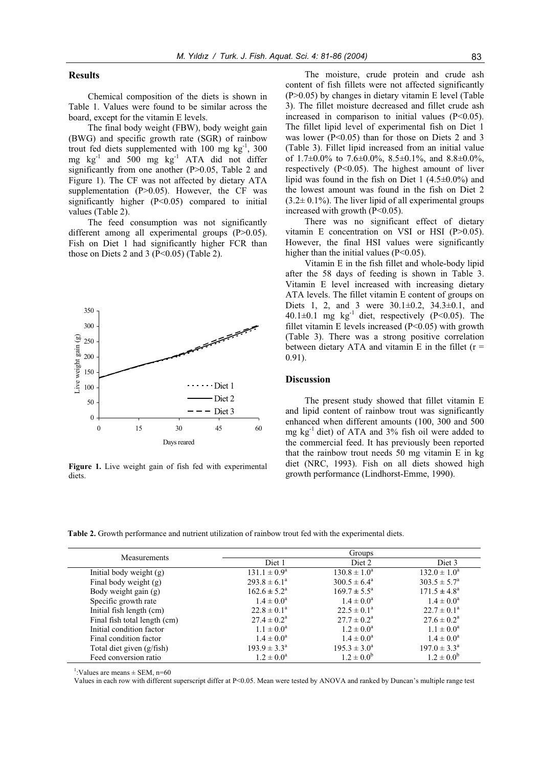## Results

Chemical composition of the diets is shown in Table 1. Values were found to be similar across the board, except for the vitamin E levels.

The final body weight (FBW), body weight gain (BWG) and specific growth rate (SGR) of rainbow trout fed diets supplemented with 100 mg $kg^{-1}$, 300 mg $kg^{-1}$ and 500 mg $kg^{-1}$ ATA did not differ significantly from one another (P>0.05, Table 2 and Figure 1). The CF was not affected by dietary ATA supplementation (P>0.05). However, the CF was significantly higher (P<0.05) compared to initial values (Table 2).

The feed consumption was not significantly different among all experimental groups (P>0.05). Fish on Diet 1 had significantly higher FCR than those on Diets 2 and 3 (P<0.05) (Table 2).

**Figure 1.** Live weight gain of fish fed with experimental diets.

The moisture, crude protein and crude ash content of fish fillets were not affected significantly (P>0.05) by changes in dietary vitamin E level (Table 3). The fillet moisture decreased and fillet crude ash increased in comparison to initial values (P<0.05). The fillet lipid level of experimental fish on Diet 1 was lower (P<0.05) than for those on Diets 2 and 3 (Table 3). Fillet lipid increased from an initial value of 1.7±0.0% to 7.6±0.0%, 8.5±0.1%, and 8.8±0.0%, respectively (P<0.05). The highest amount of liver lipid was found in the fish on Diet 1 (4.5±0.0%) and the lowest amount was found in the fish on Diet 2 (3.2± 0.1%). The liver lipid of all experimental groups increased with growth (P<0.05).

There was no significant effect of dietary vitamin E concentration on VSI or HSI (P>0.05). However, the final HSI values were significantly higher than the initial values (P<0.05).

Vitamin E in the fish fillet and whole-body lipid after the 58 days of feeding is shown in Table 3. Vitamin E level increased with increasing dietary ATA levels. The fillet vitamin E content of groups on Diets 1, 2, and 3 were 30.1±0.2, 34.3±0.1, and 40.1±0.1 mg $kg^{-1}$ diet, respectively (P<0.05). The fillet vitamin E levels increased (P<0.05) with growth (Table 3). There was a strong positive correlation between dietary ATA and vitamin E in the fillet (r = 0.91).

## Discussion

The present study showed that fillet vitamin E and lipid content of rainbow trout was significantly enhanced when different amounts (100, 300 and 500 mg $kg^{-1}$ diet) of ATA and 3% fish oil were added to the commercial feed. It has previously been reported that the rainbow trout needs 50 mg vitamin E in kg diet (NRC, 1993). Fish on all diets showed high growth performance (Lindhorst-Emme, 1990).

**Table 2.** Growth performance and nutrient utilization of rainbow trout fed with the experimental diets.

| Measurements | Groups | | |
|---|---|---|---|
| | Diet 1 | Diet 2 | Diet 3 |
| Initial body weight (g) | 131.1 ± 0.9[a] | 130.8 ± 1.0[a] | 132.0 ± 1.0[a] |
| Final body weight (g) | 293.8 ± 6.1[a] | 300.5 ± 6.4[a] | 303.5 ± 5.7[a] |
| Body weight gain (g) | 162.6 ± 5.2[a] | 169.7 ± 5.5[a] | 171.5 ± 4.8[a] |
| Specific growth rate | 1.4 ± 0.0[a] | 1.4 ± 0.0[a] | 1.4 ± 0.0[a] |
| Initial fish length (cm) | 22.8 ± 0.1[a] | 22.5 ± 0.1[a] | 22.7 ± 0.1[a] |
| Final fish total length (cm) | 27.4 ± 0.2[a] | 27.7 ± 0.2[a] | 27.6 ± 0.2[a] |
| Initial condition factor | 1.1 ± 0.0[a] | 1.2 ± 0.0[a] | 1.1 ± 0.0[a] |
| Final condition factor | 1.4 ± 0.0[a] | 1.4 ± 0.0[a] | 1.4 ± 0.0[a] |
| Total diet given (g/fish) | 193.9 ± 3.3[a] | 195.3 ± 3.0[a] | 197.0 ± 3.3[a] |
| Feed conversion ratio | 1.2 ± 0.0[a] | 1.2 ± 0.0[b] | 1.2 ± 0.0[b] |

[1]:Values are means ± SEM, n=60

Values in each row with different superscript differ at P<0.05. Mean were tested by ANOVA and ranked by Duncan's multiple range test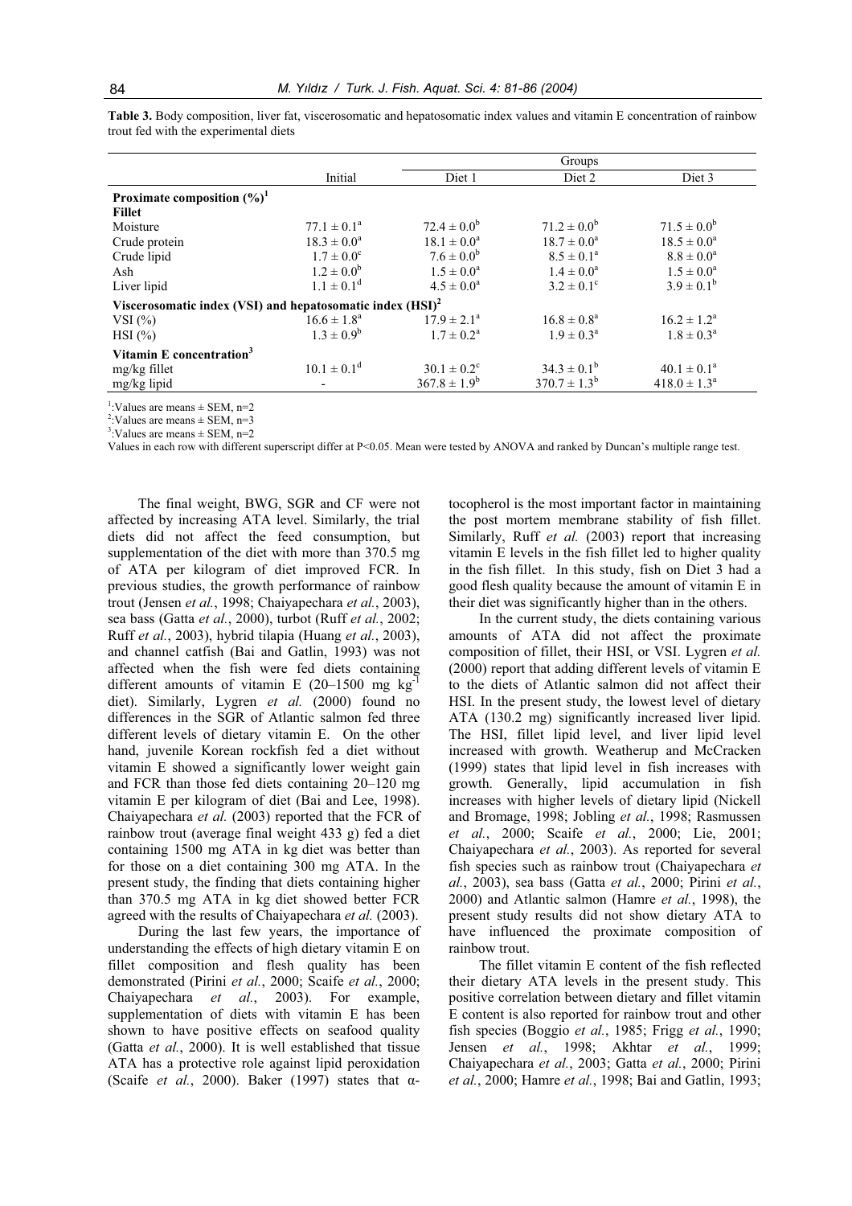**Table 3.** Body composition, liver fat, viscerosomatic and hepatosomatic index values and vitamin E concentration of rainbow trout fed with the experimental diets

| | Initial | Groups | | |
|---|---|---|---|---|
| | | Diet 1 | Diet 2 | Diet 3 |
| **Proximate composition (%)[1]** | | | | |
| **Fillet** | | | | |
| Moisture | $77.1 \pm 0.1^a$ | $72.4 \pm 0.0^b$ | $71.2 \pm 0.0^b$ | $71.5 \pm 0.0^b$ |
| Crude protein | $18.3 \pm 0.0^a$ | $18.1 \pm 0.0^a$ | $18.7 \pm 0.0^a$ | $18.5 \pm 0.0^a$ |
| Crude lipid | $1.7 \pm 0.0^c$ | $7.6 \pm 0.0^b$ | $8.5 \pm 0.1^a$ | $8.8 \pm 0.0^a$ |
| Ash | $1.2 \pm 0.0^b$ | $1.5 \pm 0.0^a$ | $1.4 \pm 0.0^a$ | $1.5 \pm 0.0^a$ |
| Liver lipid | $1.1 \pm 0.1^d$ | $4.5 \pm 0.0^a$ | $3.2 \pm 0.1^c$ | $3.9 \pm 0.1^b$ |
| **Viscerosomatic index (VSI) and hepatosomatic index (HSI)[2]** | | | | |
| VSI (%) | $16.6 \pm 1.8^a$ | $17.9 \pm 2.1^a$ | $16.8 \pm 0.8^a$ | $16.2 \pm 1.2^a$ |
| HSI (%) | $1.3 \pm 0.9^b$ | $1.7 \pm 0.2^a$ | $1.9 \pm 0.3^a$ | $1.8 \pm 0.3^a$ |
| **Vitamin E concentration[3]** | | | | |
| mg/kg fillet | $10.1 \pm 0.1^d$ | $30.1 \pm 0.2^c$ | $34.3 \pm 0.1^b$ | $40.1 \pm 0.1^a$ |
| mg/kg lipid | - | $367.8 \pm 1.9^b$ | $370.7 \pm 1.3^b$ | $418.0 \pm 1.3^a$ |

[1]:Values are means ± SEM, n=2
[2]:Values are means ± SEM, n=3
[3]:Values are means ± SEM, n=2
Values in each row with different superscript differ at P<0.05. Mean were tested by ANOVA and ranked by Duncan's multiple range test.

The final weight, BWG, SGR and CF were not affected by increasing ATA level. Similarly, the trial diets did not affect the feed consumption, but supplementation of the diet with more than 370.5 mg of ATA per kilogram of diet improved FCR. In previous studies, the growth performance of rainbow trout (Jensen *et al.*, 1998; Chaiyapechara *et al.*, 2003), sea bass (Gatta *et al.*, 2000), turbot (Ruff *et al.*, 2002; Ruff *et al.*, 2003), hybrid tilapia (Huang *et al.*, 2003), and channel catfish (Bai and Gatlin, 1993) was not affected when the fish were fed diets containing different amounts of vitamin E (20–1500 mg $kg^{-1}$ diet). Similarly, Lygren *et al.* (2000) found no differences in the SGR of Atlantic salmon fed three different levels of dietary vitamin E. On the other hand, juvenile Korean rockfish fed a diet without vitamin E showed a significantly lower weight gain and FCR than those fed diets containing 20–120 mg vitamin E per kilogram of diet (Bai and Lee, 1998). Chaiyapechara *et al.* (2003) reported that the FCR of rainbow trout (average final weight 433 g) fed a diet containing 1500 mg ATA in kg diet was better than for those on a diet containing 300 mg ATA. In the present study, the finding that diets containing higher than 370.5 mg ATA in kg diet showed better FCR agreed with the results of Chaiyapechara *et al.* (2003).

During the last few years, the importance of understanding the effects of high dietary vitamin E on fillet composition and flesh quality has been demonstrated (Pirini *et al.*, 2000; Scaife *et al.*, 2000; Chaiyapechara *et al.*, 2003). For example, supplementation of diets with vitamin E has been shown to have positive effects on seafood quality (Gatta *et al.*, 2000). It is well established that tissue ATA has a protective role against lipid peroxidation (Scaife *et al.*, 2000). Baker (1997) states that α-tocopherol is the most important factor in maintaining the post mortem membrane stability of fish fillet. Similarly, Ruff *et al.* (2003) report that increasing vitamin E levels in the fish fillet led to higher quality in the fish fillet. In this study, fish on Diet 3 had a good flesh quality because the amount of vitamin E in their diet was significantly higher than in the others.

In the current study, the diets containing various amounts of ATA did not affect the proximate composition of fillet, their HSI, or VSI. Lygren *et al.* (2000) report that adding different levels of vitamin E to the diets of Atlantic salmon did not affect their HSI. In the present study, the lowest level of dietary ATA (130.2 mg) significantly increased liver lipid. The HSI, fillet lipid level, and liver lipid level increased with growth. Weatherup and McCracken (1999) states that lipid level in fish increases with growth. Generally, lipid accumulation in fish increases with higher levels of dietary lipid (Nickell and Bromage, 1998; Jobling *et al.*, 1998; Rasmussen *et al.*, 2000; Scaife *et al.*, 2000; Lie, 2001; Chaiyapechara *et al.*, 2003). As reported for several fish species such as rainbow trout (Chaiyapechara *et al.*, 2003), sea bass (Gatta *et al.*, 2000; Pirini *et al.*, 2000) and Atlantic salmon (Hamre *et al.*, 1998), the present study results did not show dietary ATA to have influenced the proximate composition of rainbow trout.

The fillet vitamin E content of the fish reflected their dietary ATA levels in the present study. This positive correlation between dietary and fillet vitamin E content is also reported for rainbow trout and other fish species (Boggio *et al.*, 1985; Frigg *et al.*, 1990; Jensen *et al.*, 1998; Akhtar *et al.*, 1999; Chaiyapechara *et al.*, 2003; Gatta *et al.*, 2000; Pirini *et al.*, 2000; Hamre *et al.*, 1998; Bai and Gatlin, 1993;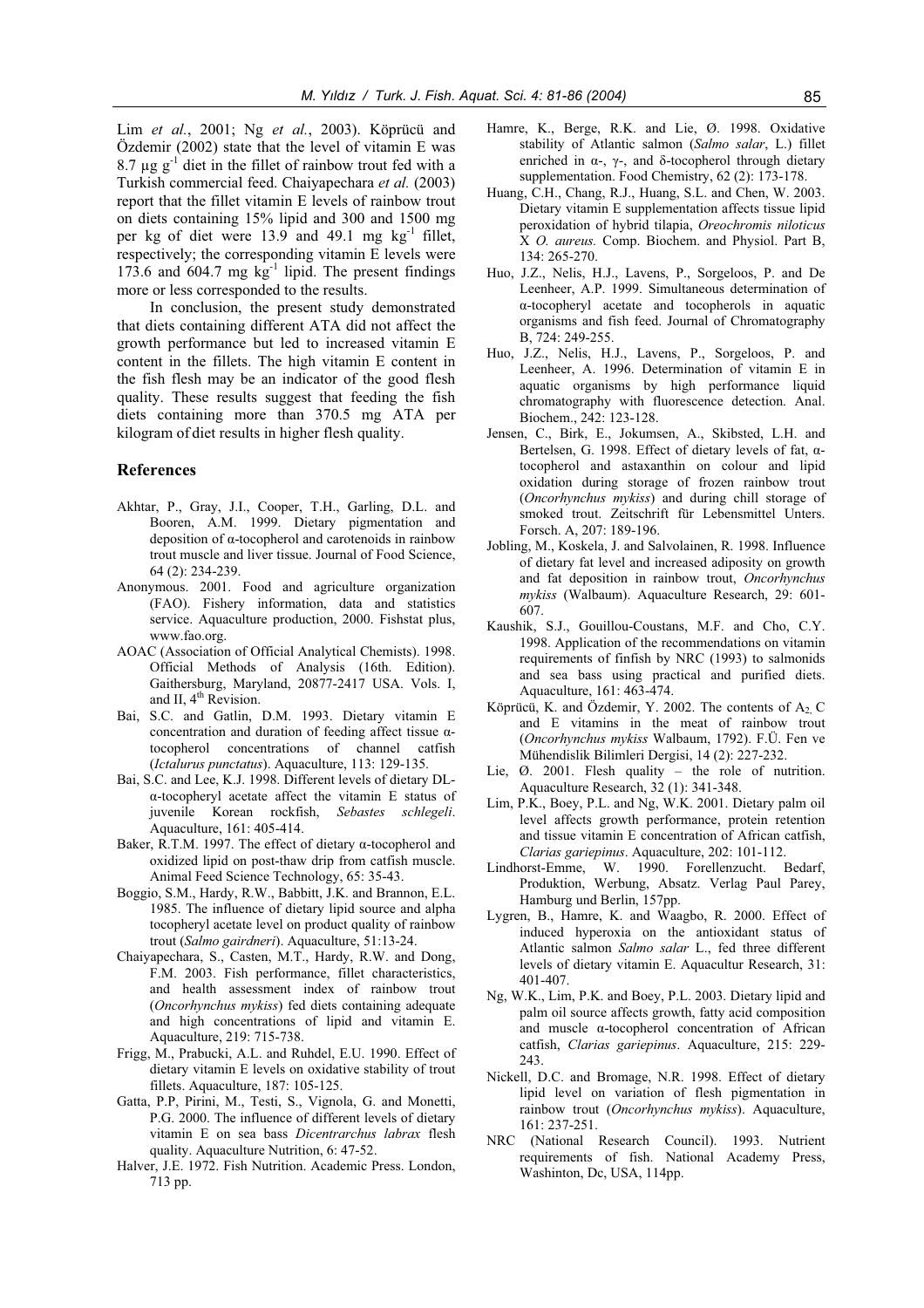Lim *et al.*, 2001; Ng *et al.*, 2003). Köprücü and Özdemir (2002) state that the level of vitamin E was 8.7 µg $g^{-1}$ diet in the fillet of rainbow trout fed with a Turkish commercial feed. Chaiyapechara *et al.* (2003) report that the fillet vitamin E levels of rainbow trout on diets containing 15% lipid and 300 and 1500 mg per kg of diet were 13.9 and 49.1 mg $kg^{-1}$ fillet, respectively; the corresponding vitamin E levels were 173.6 and 604.7 mg $kg^{-1}$ lipid. The present findings more or less corresponded to the results.

In conclusion, the present study demonstrated that diets containing different ATA did not affect the growth performance but led to increased vitamin E content in the fillets. The high vitamin E content in the fish flesh may be an indicator of the good flesh quality. These results suggest that feeding the fish diets containing more than 370.5 mg ATA per kilogram of diet results in higher flesh quality.

## References

Akhtar, P., Gray, J.I., Cooper, T.H., Garling, D.L. and Booren, A.M. 1999. Dietary pigmentation and deposition of α-tocopherol and carotenoids in rainbow trout muscle and liver tissue. Journal of Food Science, 64 (2): 234-239.

Anonymous. 2001. Food and agriculture organization (FAO). Fishery information, data and statistics service. Aquaculture production, 2000. Fishstat plus, www.fao.org.

AOAC (Association of Official Analytical Chemists). 1998. Official Methods of Analysis (16th. Edition). Gaithersburg, Maryland, 20877-2417 USA. Vols. I, and II, 4th Revision.

Bai, S.C. and Gatlin, D.M. 1993. Dietary vitamin E concentration and duration of feeding affect tissue α-tocopherol concentrations of channel catfish (*Ictalurus punctatus*). Aquaculture, 113: 129-135.

Bai, S.C. and Lee, K.J. 1998. Different levels of dietary DL-α-tocopheryl acetate affect the vitamin E status of juvenile Korean rockfish, *Sebastes schlegeli*. Aquaculture, 161: 405-414.

Baker, R.T.M. 1997. The effect of dietary α-tocopherol and oxidized lipid on post-thaw drip from catfish muscle. Animal Feed Science Technology, 65: 35-43.

Boggio, S.M., Hardy, R.W., Babbitt, J.K. and Brannon, E.L. 1985. The influence of dietary lipid source and alpha tocopheryl acetate level on product quality of rainbow trout (*Salmo gairdneri*). Aquaculture, 51:13-24.

Chaiyapechara, S., Casten, M.T., Hardy, R.W. and Dong, F.M. 2003. Fish performance, fillet characteristics, and health assessment index of rainbow trout (*Oncorhynchus mykiss*) fed diets containing adequate and high concentrations of lipid and vitamin E. Aquaculture, 219: 715-738.

Frigg, M., Prabucki, A.L. and Ruhdel, E.U. 1990. Effect of dietary vitamin E levels on oxidative stability of trout fillets. Aquaculture, 187: 105-125.

Gatta, P.P, Pirini, M., Testi, S., Vignola, G. and Monetti, P.G. 2000. The influence of different levels of dietary vitamin E on sea bass *Dicentrarchus labrax* flesh quality. Aquaculture Nutrition, 6: 47-52.

Halver, J.E. 1972. Fish Nutrition. Academic Press. London, 713 pp.

Hamre, K., Berge, R.K. and Lie, Ø. 1998. Oxidative stability of Atlantic salmon (*Salmo salar*, L.) fillet enriched in α-, γ-, and δ-tocopherol through dietary supplementation. Food Chemistry, 62 (2): 173-178.

Huang, C.H., Chang, R.J., Huang, S.L. and Chen, W. 2003. Dietary vitamin E supplementation affects tissue lipid peroxidation of hybrid tilapia, *Oreochromis niloticus* X *O. aureus.* Comp. Biochem. and Physiol. Part B, 134: 265-270.

Huo, J.Z., Nelis, H.J., Lavens, P., Sorgeloos, P. and De Leenheer, A.P. 1999. Simultaneous determination of α-tocopheryl acetate and tocopherols in aquatic organisms and fish feed. Journal of Chromatography B, 724: 249-255.

Huo, J.Z., Nelis, H.J., Lavens, P., Sorgeloos, P. and Leenheer, A. 1996. Determination of vitamin E in aquatic organisms by high performance liquid chromatography with fluorescence detection. Anal. Biochem., 242: 123-128.

Jensen, C., Birk, E., Jokumsen, A., Skibsted, L.H. and Bertelsen, G. 1998. Effect of dietary levels of fat, α-tocopherol and astaxanthin on colour and lipid oxidation during storage of frozen rainbow trout (*Oncorhynchus mykiss*) and during chill storage of smoked trout. Zeitschrift für Lebensmittel Unters. Forsch. A, 207: 189-196.

Jobling, M., Koskela, J. and Salvolainen, R. 1998. Influence of dietary fat level and increased adiposity on growth and fat deposition in rainbow trout, *Oncorhynchus mykiss* (Walbaum). Aquaculture Research, 29: 601-607.

Kaushik, S.J., Gouillou-Coustans, M.F. and Cho, C.Y. 1998. Application of the recommendations on vitamin requirements of finfish by NRC (1993) to salmonids and sea bass using practical and purified diets. Aquaculture, 161: 463-474.

Köprücü, K. and Özdemir, Y. 2002. The contents of $A_2$, C and E vitamins in the meat of rainbow trout (*Oncorhynchus mykiss* Walbaum, 1792). F.Ü. Fen ve Mühendislik Bilimleri Dergisi, 14 (2): 227-232.

Lie, Ø. 2001. Flesh quality – the role of nutrition. Aquaculture Research, 32 (1): 341-348.

Lim, P.K., Boey, P.L. and Ng, W.K. 2001. Dietary palm oil level affects growth performance, protein retention and tissue vitamin E concentration of African catfish, *Clarias gariepinus*. Aquaculture, 202: 101-112.

Lindhorst-Emme, W. 1990. Forellenzucht. Bedarf, Produktion, Werbung, Absatz. Verlag Paul Parey, Hamburg und Berlin, 157pp.

Lygren, B., Hamre, K. and Waagbo, R. 2000. Effect of induced hyperoxia on the antioxidant status of Atlantic salmon *Salmo salar* L., fed three different levels of dietary vitamin E. Aquacultur Research, 31: 401-407.

Ng, W.K., Lim, P.K. and Boey, P.L. 2003. Dietary lipid and palm oil source affects growth, fatty acid composition and muscle α-tocopherol concentration of African catfish, *Clarias gariepinus*. Aquaculture, 215: 229-243.

Nickell, D.C. and Bromage, N.R. 1998. Effect of dietary lipid level on variation of flesh pigmentation in rainbow trout (*Oncorhynchus mykiss*). Aquaculture, 161: 237-251.

NRC (National Research Council). 1993. Nutrient requirements of fish. National Academy Press, Washinton, Dc, USA, 114pp.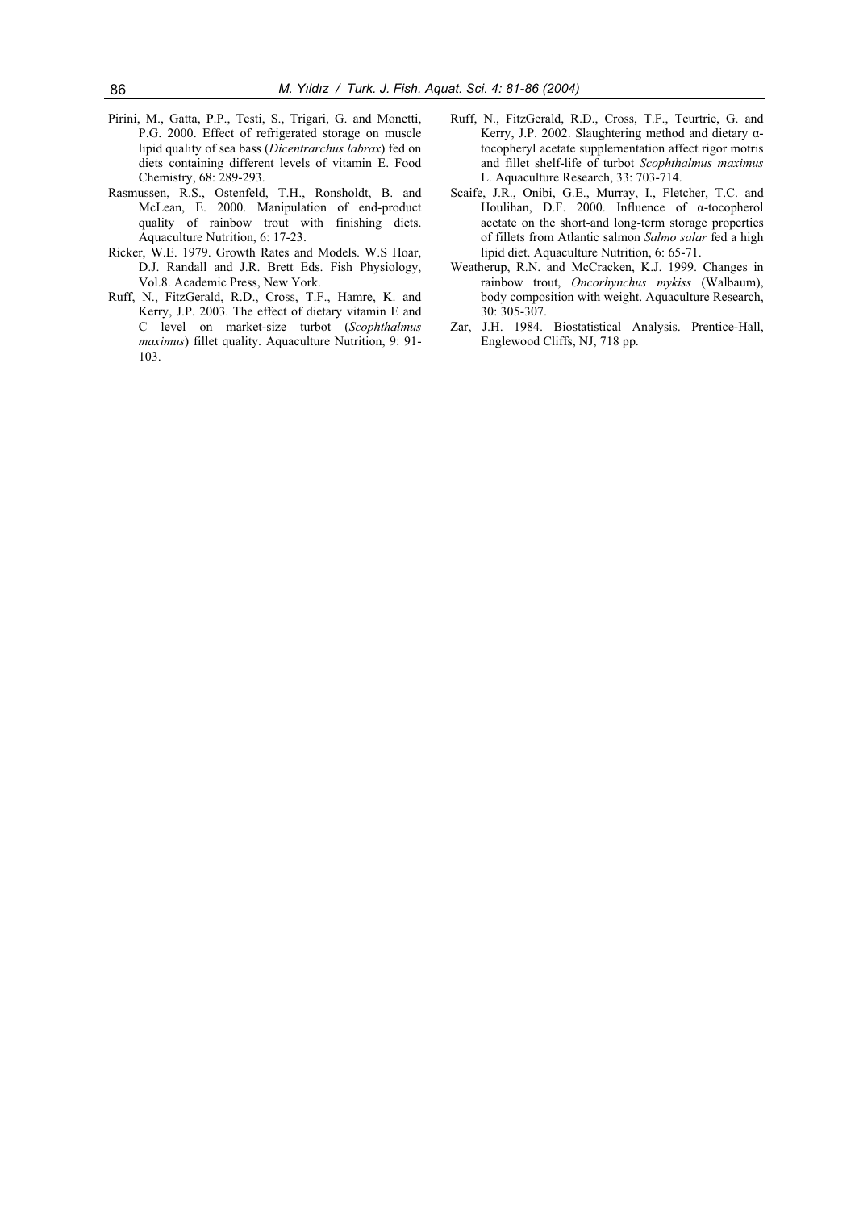Pirini, M., Gatta, P.P., Testi, S., Trigari, G. and Monetti, P.G. 2000. Effect of refrigerated storage on muscle lipid quality of sea bass (*Dicentrarchus labrax*) fed on diets containing different levels of vitamin E. Food Chemistry, 68: 289-293.

Rasmussen, R.S., Ostenfeld, T.H., Ronsholdt, B. and McLean, E. 2000. Manipulation of end-product quality of rainbow trout with finishing diets. Aquaculture Nutrition, 6: 17-23.

Ricker, W.E. 1979. Growth Rates and Models. W.S Hoar, D.J. Randall and J.R. Brett Eds. Fish Physiology, Vol.8. Academic Press, New York.

Ruff, N., FitzGerald, R.D., Cross, T.F., Hamre, K. and Kerry, J.P. 2003. The effect of dietary vitamin E and C level on market-size turbot (*Scophthalmus maximus*) fillet quality. Aquaculture Nutrition, 9: 91-103.

Ruff, N., FitzGerald, R.D., Cross, T.F., Teurtrie, G. and Kerry, J.P. 2002. Slaughtering method and dietary α-tocopheryl acetate supplementation affect rigor motris and fillet shelf-life of turbot *Scophthalmus maximus* L. Aquaculture Research, 33: 703-714.

Scaife, J.R., Onibi, G.E., Murray, I., Fletcher, T.C. and Houlihan, D.F. 2000. Influence of α-tocopherol acetate on the short-and long-term storage properties of fillets from Atlantic salmon *Salmo salar* fed a high lipid diet. Aquaculture Nutrition, 6: 65-71.

Weatherup, R.N. and McCracken, K.J. 1999. Changes in rainbow trout, *Oncorhynchus mykiss* (Walbaum), body composition with weight. Aquaculture Research, 30: 305-307.

Zar, J.H. 1984. Biostatistical Analysis. Prentice-Hall, Englewood Cliffs, NJ, 718 pp.